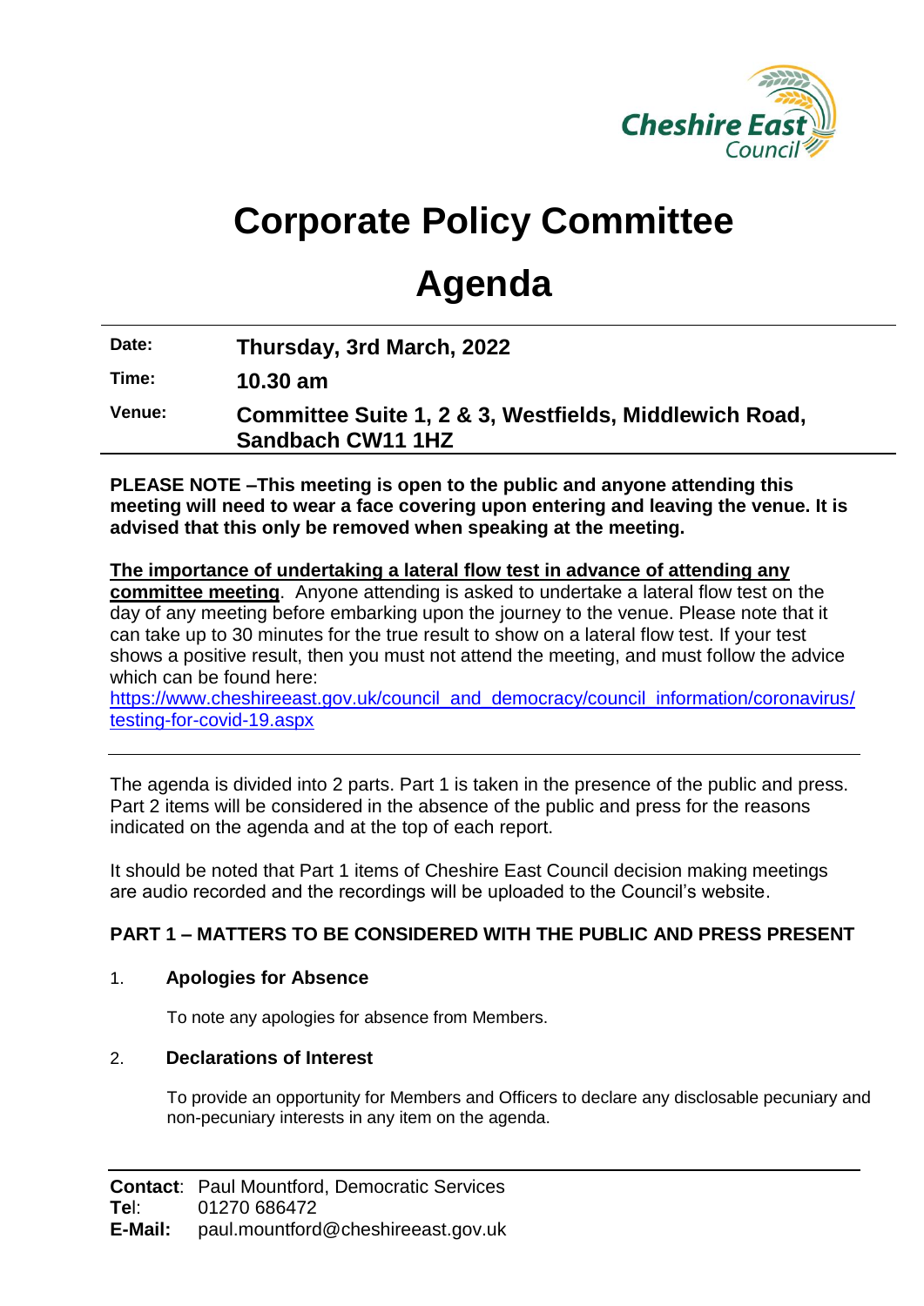Cheshire East Council

# Corporate Policy Committee

# Agenda

| | |
|---|---|
| **Date:** | **Thursday, 3rd March, 2022** |
| **Time:** | **10.30 am** |
| **Venue:** | **Committee Suite 1, 2 & 3, Westfields, Middlewich Road, Sandbach CW11 1HZ** |

**PLEASE NOTE –This meeting is open to the public and anyone attending this meeting will need to wear a face covering upon entering and leaving the venue. It is advised that this only be removed when speaking at the meeting.**

**The importance of undertaking a lateral flow test in advance of attending any committee meeting**. Anyone attending is asked to undertake a lateral flow test on the day of any meeting before embarking upon the journey to the venue. Please note that it can take up to 30 minutes for the true result to show on a lateral flow test. If your test shows a positive result, then you must not attend the meeting, and must follow the advice which can be found here:
https://www.cheshireeast.gov.uk/council_and_democracy/council_information/coronavirus/testing-for-covid-19.aspx

---

The agenda is divided into 2 parts. Part 1 is taken in the presence of the public and press. Part 2 items will be considered in the absence of the public and press for the reasons indicated on the agenda and at the top of each report.

It should be noted that Part 1 items of Cheshire East Council decision making meetings are audio recorded and the recordings will be uploaded to the Council's website.

**PART 1 – MATTERS TO BE CONSIDERED WITH THE PUBLIC AND PRESS PRESENT**

1. **Apologies for Absence**

   To note any apologies for absence from Members.

2. **Declarations of Interest**

   To provide an opportunity for Members and Officers to declare any disclosable pecuniary and non-pecuniary interests in any item on the agenda.

---

**Contact**: Paul Mountford, Democratic Services
**Tel**: 01270 686472
**E-Mail:** paul.mountford@cheshireeast.gov.uk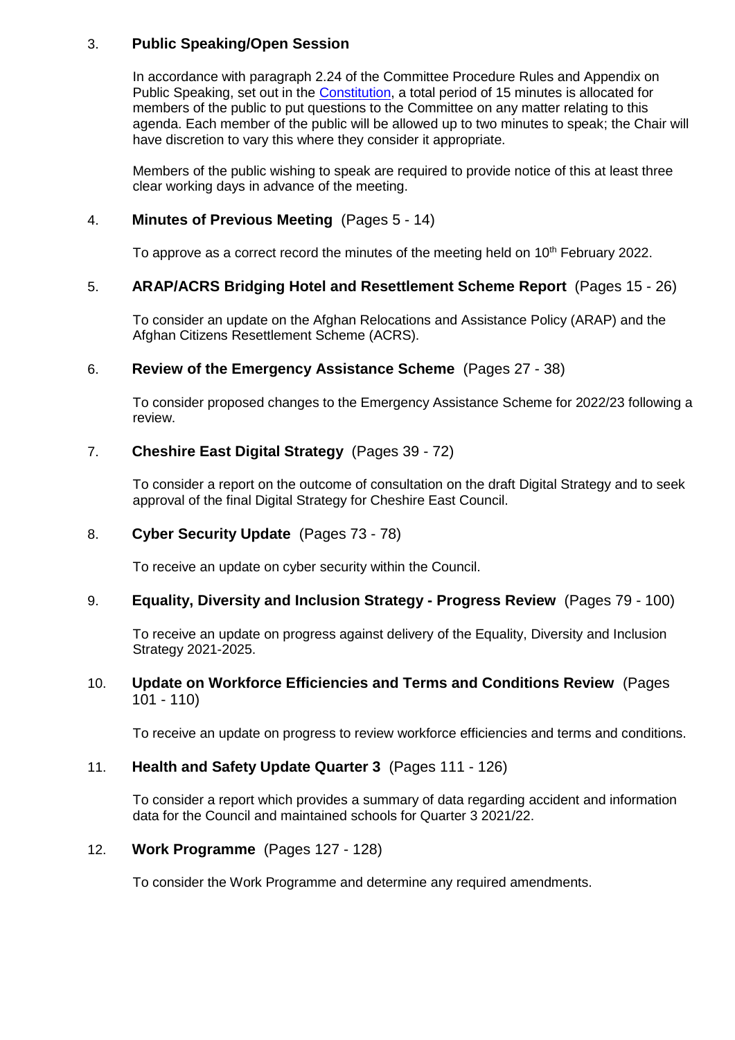### 3. **Public Speaking/Open Session**

In accordance with paragraph 2.24 of the Committee Procedure Rules and Appendix on Public Speaking, set out in the Constitution, a total period of 15 minutes is allocated for members of the public to put questions to the Committee on any matter relating to this agenda. Each member of the public will be allowed up to two minutes to speak; the Chair will have discretion to vary this where they consider it appropriate.

Members of the public wishing to speak are required to provide notice of this at least three clear working days in advance of the meeting.

### 4. **Minutes of Previous Meeting** (Pages 5 - 14)

To approve as a correct record the minutes of the meeting held on 10th February 2022.

### 5. **ARAP/ACRS Bridging Hotel and Resettlement Scheme Report** (Pages 15 - 26)

To consider an update on the Afghan Relocations and Assistance Policy (ARAP) and the Afghan Citizens Resettlement Scheme (ACRS).

### 6. **Review of the Emergency Assistance Scheme** (Pages 27 - 38)

To consider proposed changes to the Emergency Assistance Scheme for 2022/23 following a review.

### 7. **Cheshire East Digital Strategy** (Pages 39 - 72)

To consider a report on the outcome of consultation on the draft Digital Strategy and to seek approval of the final Digital Strategy for Cheshire East Council.

### 8. **Cyber Security Update** (Pages 73 - 78)

To receive an update on cyber security within the Council.

### 9. **Equality, Diversity and Inclusion Strategy - Progress Review** (Pages 79 - 100)

To receive an update on progress against delivery of the Equality, Diversity and Inclusion Strategy 2021-2025.

### 10. **Update on Workforce Efficiencies and Terms and Conditions Review** (Pages 101 - 110)

To receive an update on progress to review workforce efficiencies and terms and conditions.

### 11. **Health and Safety Update Quarter 3** (Pages 111 - 126)

To consider a report which provides a summary of data regarding accident and information data for the Council and maintained schools for Quarter 3 2021/22.

### 12. **Work Programme** (Pages 127 - 128)

To consider the Work Programme and determine any required amendments.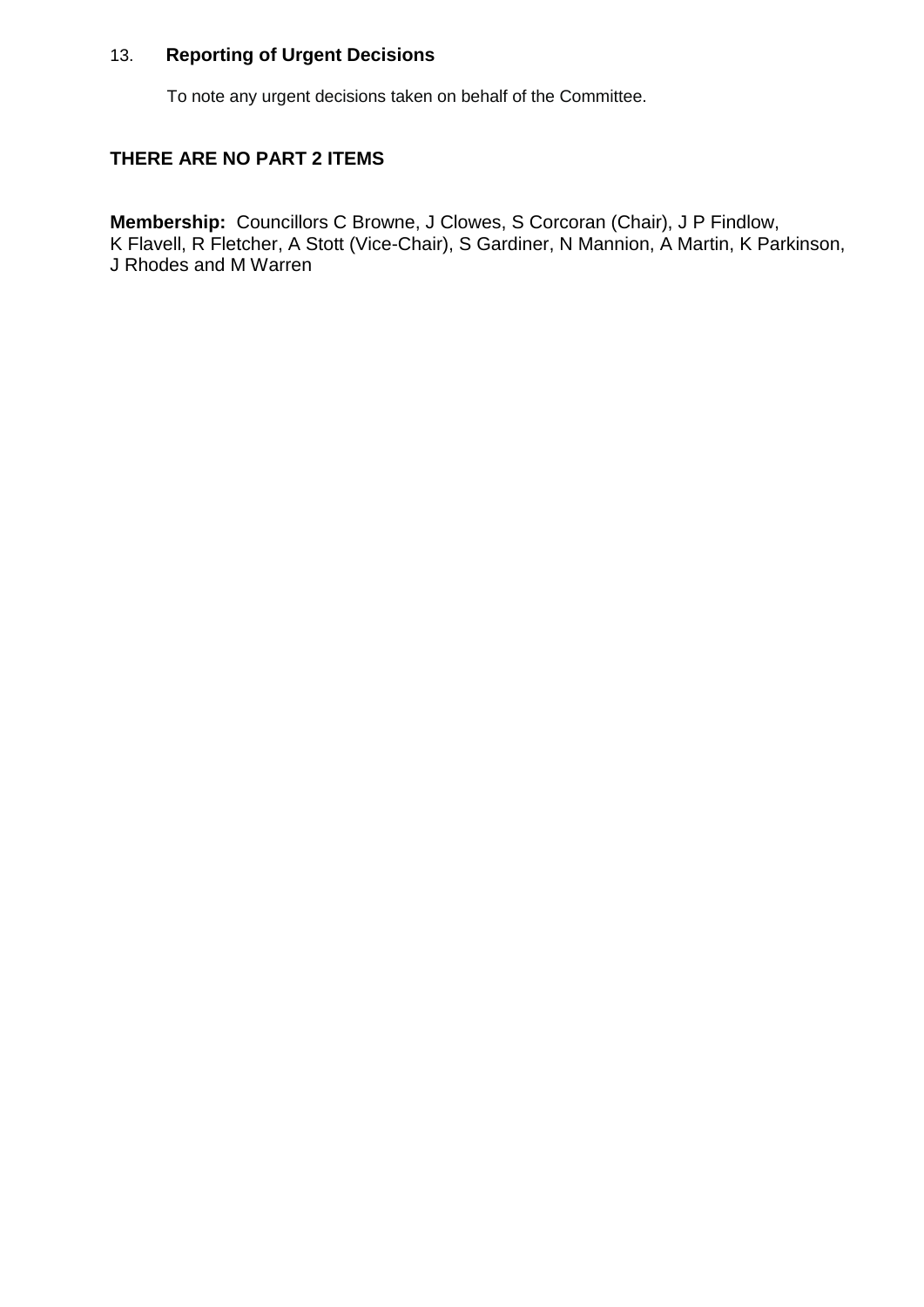## 13. Reporting of Urgent Decisions

To note any urgent decisions taken on behalf of the Committee.

**THERE ARE NO PART 2 ITEMS**

**Membership:** Councillors C Browne, J Clowes, S Corcoran (Chair), J P Findlow, K Flavell, R Fletcher, A Stott (Vice-Chair), S Gardiner, N Mannion, A Martin, K Parkinson, J Rhodes and M Warren